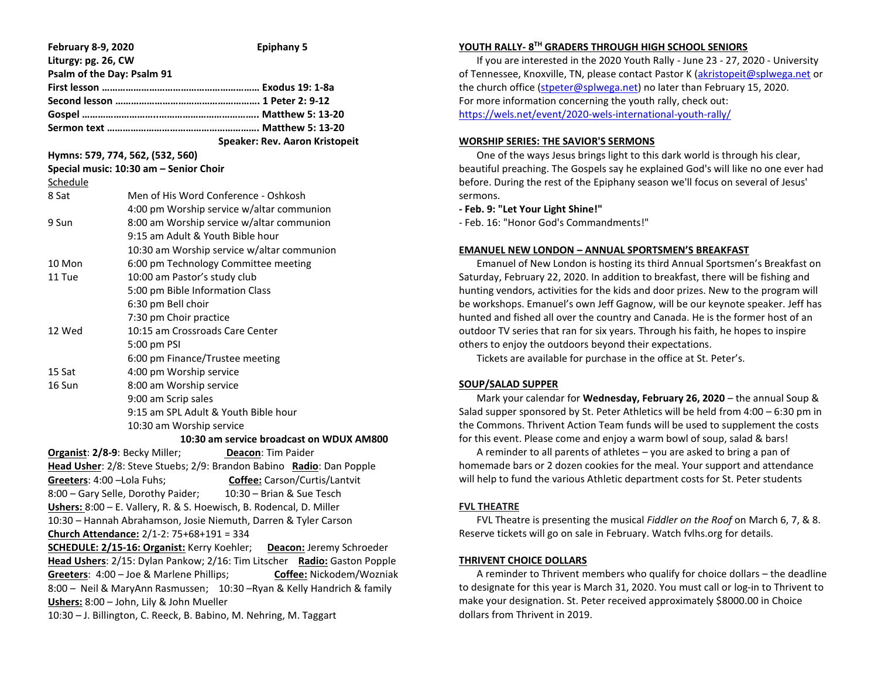**February 8-9, 2020** **Epiphany 5**

**Liturgy: pg. 26, CW**

**Psalm of the Day: Psalm 91**

**First lesson ………………………………………………… Exodus 19: 1-8a**

**Second lesson ……………………………………………… 1 Peter 2: 9-12**

**Gospel ……………………….……………………………….. Matthew 5: 13-20**

**Sermon text ……………………………………………….. Matthew 5: 13-20**

**Speaker: Rev. Aaron Kristopeit**

**Hymns: 579, 774, 562, (532, 560)**

**Special music: 10:30 am – Senior Choir**

Schedule

| | |
|---|---|
| 8 Sat | Men of His Word Conference - Oshkosh |
| | 4:00 pm Worship service w/altar communion |
| 9 Sun | 8:00 am Worship service w/altar communion |
| | 9:15 am Adult & Youth Bible hour |
| | 10:30 am Worship service w/altar communion |
| 10 Mon | 6:00 pm Technology Committee meeting |
| 11 Tue | 10:00 am Pastor's study club |
| | 5:00 pm Bible Information Class |
| | 6:30 pm Bell choir |
| | 7:30 pm Choir practice |
| 12 Wed | 10:15 am Crossroads Care Center |
| | 5:00 pm PSI |
| | 6:00 pm Finance/Trustee meeting |
| 15 Sat | 4:00 pm Worship service |
| 16 Sun | 8:00 am Worship service |
| | 9:00 am Scrip sales |
| | 9:15 am SPL Adult & Youth Bible hour |
| | 10:30 am Worship service |

**10:30 am service broadcast on WDUX AM800**

**Organist**: **2/8-9**: Becky Miller; **Deacon**: Tim Paider

**Head Usher**: 2/8: Steve Stuebs; 2/9: Brandon Babino **Radio**: Dan Popple

**Greeters**: 4:00 –Lola Fuhs; **Coffee:** Carson/Curtis/Lantvit

8:00 – Gary Selle, Dorothy Paider; 10:30 – Brian & Sue Tesch

**Ushers:** 8:00 – E. Vallery, R. & S. Hoewisch, B. Rodencal, D. Miller

10:30 – Hannah Abrahamson, Josie Niemuth, Darren & Tyler Carson

**Church Attendance:** 2/1-2: 75+68+191 = 334

**SCHEDULE: 2/15-16: Organist:** Kerry Koehler; **Deacon:** Jeremy Schroeder

**Head Ushers**: 2/15: Dylan Pankow; 2/16: Tim Litscher **Radio:** Gaston Popple

**Greeters**: 4:00 – Joe & Marlene Phillips; **Coffee:** Nickodem/Wozniak

8:00 – Neil & MaryAnn Rasmussen; 10:30 –Ryan & Kelly Handrich & family

**Ushers:** 8:00 – John, Lily & John Mueller

10:30 – J. Billington, C. Reeck, B. Babino, M. Nehring, M. Taggart

## YOUTH RALLY- 8TH GRADERS THROUGH HIGH SCHOOL SENIORS

If you are interested in the 2020 Youth Rally - June 23 - 27, 2020 - University of Tennessee, Knoxville, TN, please contact Pastor K (akristopeit@splwega.net or the church office (stpeter@splwega.net) no later than February 15, 2020.
For more information concerning the youth rally, check out:
https://wels.net/event/2020-wels-international-youth-rally/

## WORSHIP SERIES: THE SAVIOR'S SERMONS

One of the ways Jesus brings light to this dark world is through his clear, beautiful preaching. The Gospels say he explained God's will like no one ever had before. During the rest of the Epiphany season we'll focus on several of Jesus' sermons.

**- Feb. 9: "Let Your Light Shine!"**

- Feb. 16: "Honor God's Commandments!"

## EMANUEL NEW LONDON – ANNUAL SPORTSMEN'S BREAKFAST

Emanuel of New London is hosting its third Annual Sportsmen's Breakfast on Saturday, February 22, 2020. In addition to breakfast, there will be fishing and hunting vendors, activities for the kids and door prizes. New to the program will be workshops. Emanuel's own Jeff Gagnow, will be our keynote speaker. Jeff has hunted and fished all over the country and Canada. He is the former host of an outdoor TV series that ran for six years. Through his faith, he hopes to inspire others to enjoy the outdoors beyond their expectations.

Tickets are available for purchase in the office at St. Peter's.

## SOUP/SALAD SUPPER

Mark your calendar for **Wednesday, February 26, 2020** – the annual Soup & Salad supper sponsored by St. Peter Athletics will be held from 4:00 – 6:30 pm in the Commons. Thrivent Action Team funds will be used to supplement the costs for this event. Please come and enjoy a warm bowl of soup, salad & bars!

A reminder to all parents of athletes – you are asked to bring a pan of homemade bars or 2 dozen cookies for the meal. Your support and attendance will help to fund the various Athletic department costs for St. Peter students

## FVL THEATRE

FVL Theatre is presenting the musical *Fiddler on the Roof* on March 6, 7, & 8. Reserve tickets will go on sale in February. Watch fvlhs.org for details.

## THRIVENT CHOICE DOLLARS

A reminder to Thrivent members who qualify for choice dollars – the deadline to designate for this year is March 31, 2020. You must call or log-in to Thrivent to make your designation. St. Peter received approximately $8000.00 in Choice dollars from Thrivent in 2019.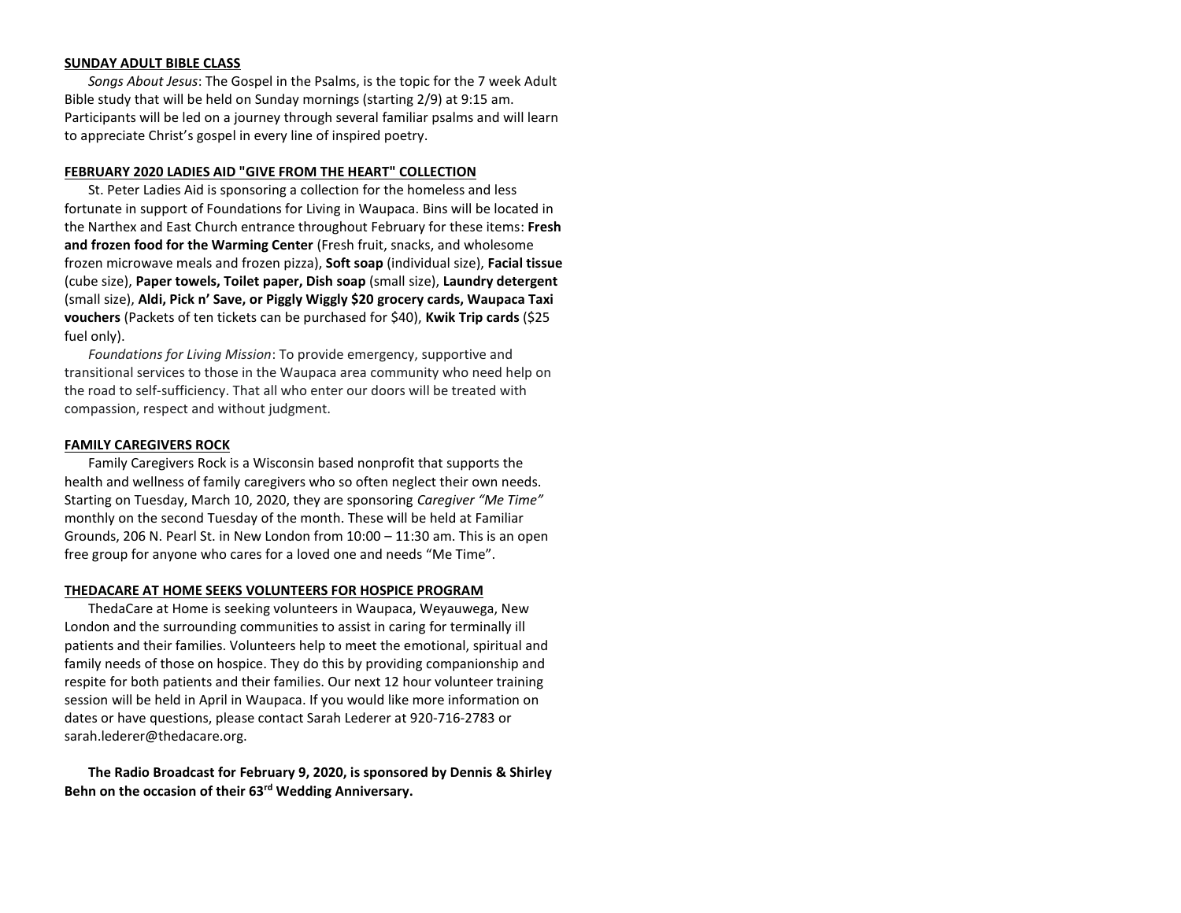**SUNDAY ADULT BIBLE CLASS**

*Songs About Jesus*: The Gospel in the Psalms, is the topic for the 7 week Adult Bible study that will be held on Sunday mornings (starting 2/9) at 9:15 am. Participants will be led on a journey through several familiar psalms and will learn to appreciate Christ's gospel in every line of inspired poetry.

**FEBRUARY 2020 LADIES AID "GIVE FROM THE HEART" COLLECTION**

St. Peter Ladies Aid is sponsoring a collection for the homeless and less fortunate in support of Foundations for Living in Waupaca. Bins will be located in the Narthex and East Church entrance throughout February for these items: **Fresh and frozen food for the Warming Center** (Fresh fruit, snacks, and wholesome frozen microwave meals and frozen pizza), **Soft soap** (individual size), **Facial tissue** (cube size), **Paper towels, Toilet paper, Dish soap** (small size), **Laundry detergent** (small size), **Aldi, Pick n' Save, or Piggly Wiggly $20 grocery cards, Waupaca Taxi vouchers** (Packets of ten tickets can be purchased for $40), **Kwik Trip cards** ($25 fuel only).

*Foundations for Living Mission*: To provide emergency, supportive and transitional services to those in the Waupaca area community who need help on the road to self-sufficiency. That all who enter our doors will be treated with compassion, respect and without judgment.

**FAMILY CAREGIVERS ROCK**

Family Caregivers Rock is a Wisconsin based nonprofit that supports the health and wellness of family caregivers who so often neglect their own needs. Starting on Tuesday, March 10, 2020, they are sponsoring *Caregiver "Me Time"* monthly on the second Tuesday of the month. These will be held at Familiar Grounds, 206 N. Pearl St. in New London from 10:00 – 11:30 am. This is an open free group for anyone who cares for a loved one and needs "Me Time".

**THEDACARE AT HOME SEEKS VOLUNTEERS FOR HOSPICE PROGRAM**

ThedaCare at Home is seeking volunteers in Waupaca, Weyauwega, New London and the surrounding communities to assist in caring for terminally ill patients and their families. Volunteers help to meet the emotional, spiritual and family needs of those on hospice. They do this by providing companionship and respite for both patients and their families. Our next 12 hour volunteer training session will be held in April in Waupaca. If you would like more information on dates or have questions, please contact Sarah Lederer at 920-716-2783 or sarah.lederer@thedacare.org.

**The Radio Broadcast for February 9, 2020, is sponsored by Dennis & Shirley Behn on the occasion of their 63rd Wedding Anniversary.**